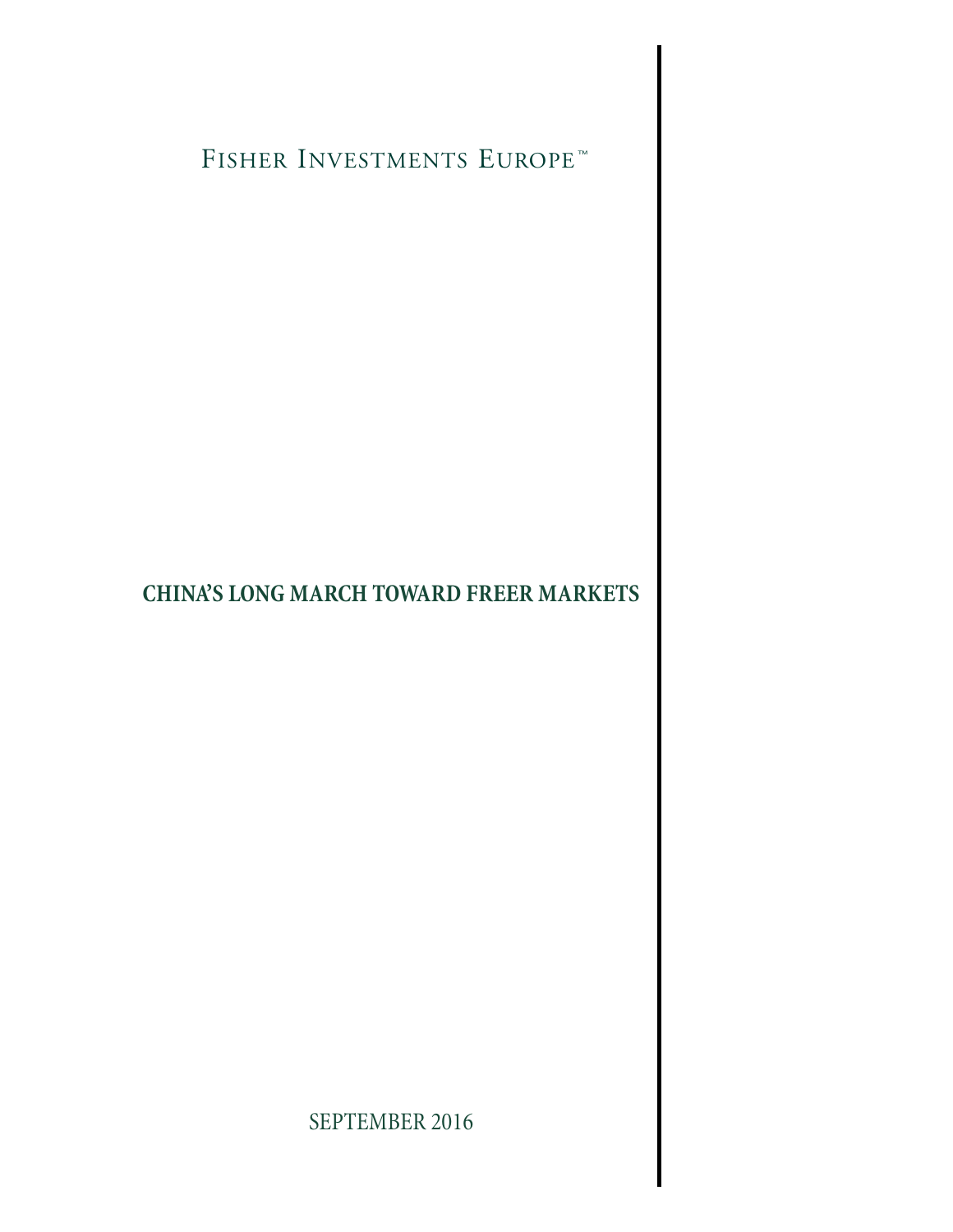FISHER INVESTMENTS EUROPE™

# CHINA'S LONG MARCH TOWARD FREER MARKETS

SEPTEMBER 2016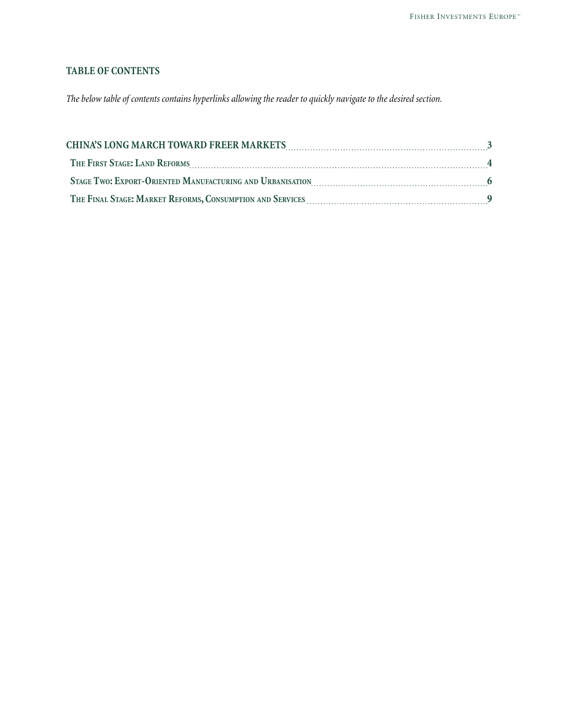## TABLE OF CONTENTS

*The below table of contents contains hyperlinks allowing the reader to quickly navigate to the desired section.*

**CHINA'S LONG MARCH TOWARD FREER MARKETS** .......... **3**

- **The First Stage: Land Reforms** .......... **4**
- **Stage Two: Export-Oriented Manufacturing and Urbanisation** .......... **6**
- **The Final Stage: Market Reforms, Consumption and Services** .......... **9**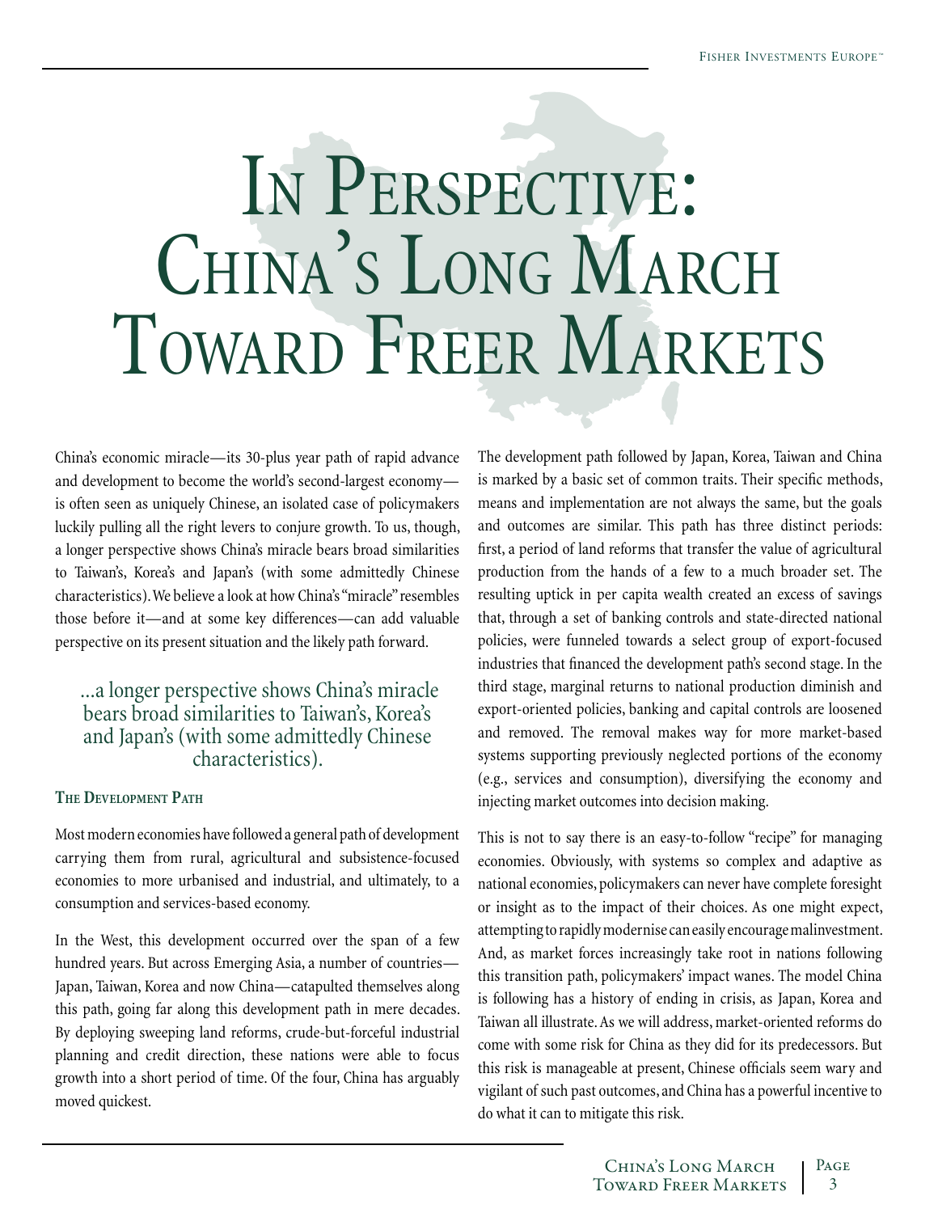# In Perspective: China's Long March Toward Freer Markets

China's economic miracle—its 30-plus year path of rapid advance and development to become the world's second-largest economy—is often seen as uniquely Chinese, an isolated case of policymakers luckily pulling all the right levers to conjure growth. To us, though, a longer perspective shows China's miracle bears broad similarities to Taiwan's, Korea's and Japan's (with some admittedly Chinese characteristics). We believe a look at how China's "miracle" resembles those before it—and at some key differences—can add valuable perspective on its present situation and the likely path forward.

> ...a longer perspective shows China's miracle bears broad similarities to Taiwan's, Korea's and Japan's (with some admittedly Chinese characteristics).

### The Development Path

Most modern economies have followed a general path of development carrying them from rural, agricultural and subsistence-focused economies to more urbanised and industrial, and ultimately, to a consumption and services-based economy.

In the West, this development occurred over the span of a few hundred years. But across Emerging Asia, a number of countries—Japan, Taiwan, Korea and now China—catapulted themselves along this path, going far along this development path in mere decades. By deploying sweeping land reforms, crude-but-forceful industrial planning and credit direction, these nations were able to focus growth into a short period of time. Of the four, China has arguably moved quickest.

The development path followed by Japan, Korea, Taiwan and China is marked by a basic set of common traits. Their specific methods, means and implementation are not always the same, but the goals and outcomes are similar. This path has three distinct periods: first, a period of land reforms that transfer the value of agricultural production from the hands of a few to a much broader set. The resulting uptick in per capita wealth created an excess of savings that, through a set of banking controls and state-directed national policies, were funneled towards a select group of export-focused industries that financed the development path's second stage. In the third stage, marginal returns to national production diminish and export-oriented policies, banking and capital controls are loosened and removed. The removal makes way for more market-based systems supporting previously neglected portions of the economy (e.g., services and consumption), diversifying the economy and injecting market outcomes into decision making.

This is not to say there is an easy-to-follow "recipe" for managing economies. Obviously, with systems so complex and adaptive as national economies, policymakers can never have complete foresight or insight as to the impact of their choices. As one might expect, attempting to rapidly modernise can easily encourage malinvestment. And, as market forces increasingly take root in nations following this transition path, policymakers' impact wanes. The model China is following has a history of ending in crisis, as Japan, Korea and Taiwan all illustrate. As we will address, market-oriented reforms do come with some risk for China as they did for its predecessors. But this risk is manageable at present, Chinese officials seem wary and vigilant of such past outcomes, and China has a powerful incentive to do what it can to mitigate this risk.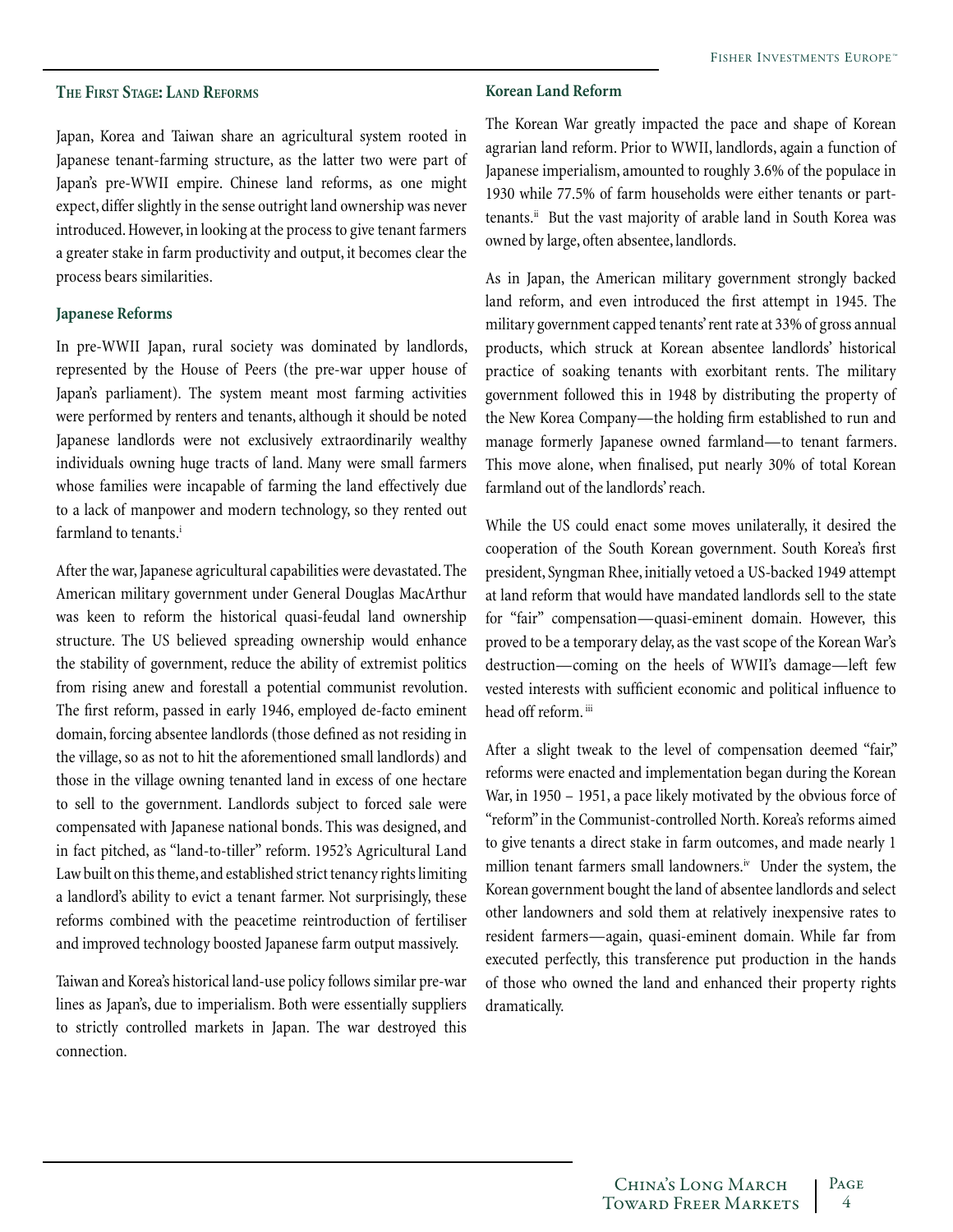## The First Stage: Land Reforms

Japan, Korea and Taiwan share an agricultural system rooted in Japanese tenant-farming structure, as the latter two were part of Japan's pre-WWII empire. Chinese land reforms, as one might expect, differ slightly in the sense outright land ownership was never introduced. However, in looking at the process to give tenant farmers a greater stake in farm productivity and output, it becomes clear the process bears similarities.

### Japanese Reforms

In pre-WWII Japan, rural society was dominated by landlords, represented by the House of Peers (the pre-war upper house of Japan's parliament). The system meant most farming activities were performed by renters and tenants, although it should be noted Japanese landlords were not exclusively extraordinarily wealthy individuals owning huge tracts of land. Many were small farmers whose families were incapable of farming the land effectively due to a lack of manpower and modern technology, so they rented out farmland to tenants.[i]

After the war, Japanese agricultural capabilities were devastated. The American military government under General Douglas MacArthur was keen to reform the historical quasi-feudal land ownership structure. The US believed spreading ownership would enhance the stability of government, reduce the ability of extremist politics from rising anew and forestall a potential communist revolution. The first reform, passed in early 1946, employed de-facto eminent domain, forcing absentee landlords (those defined as not residing in the village, so as not to hit the aforementioned small landlords) and those in the village owning tenanted land in excess of one hectare to sell to the government. Landlords subject to forced sale were compensated with Japanese national bonds. This was designed, and in fact pitched, as "land-to-tiller" reform. 1952's Agricultural Land Law built on this theme, and established strict tenancy rights limiting a landlord's ability to evict a tenant farmer. Not surprisingly, these reforms combined with the peacetime reintroduction of fertiliser and improved technology boosted Japanese farm output massively.

Taiwan and Korea's historical land-use policy follows similar pre-war lines as Japan's, due to imperialism. Both were essentially suppliers to strictly controlled markets in Japan. The war destroyed this connection.

### Korean Land Reform

The Korean War greatly impacted the pace and shape of Korean agrarian land reform. Prior to WWII, landlords, again a function of Japanese imperialism, amounted to roughly 3.6% of the populace in 1930 while 77.5% of farm households were either tenants or part-tenants.[ii] But the vast majority of arable land in South Korea was owned by large, often absentee, landlords.

As in Japan, the American military government strongly backed land reform, and even introduced the first attempt in 1945. The military government capped tenants' rent rate at 33% of gross annual products, which struck at Korean absentee landlords' historical practice of soaking tenants with exorbitant rents. The military government followed this in 1948 by distributing the property of the New Korea Company—the holding firm established to run and manage formerly Japanese owned farmland—to tenant farmers. This move alone, when finalised, put nearly 30% of total Korean farmland out of the landlords' reach.

While the US could enact some moves unilaterally, it desired the cooperation of the South Korean government. South Korea's first president, Syngman Rhee, initially vetoed a US-backed 1949 attempt at land reform that would have mandated landlords sell to the state for "fair" compensation—quasi-eminent domain. However, this proved to be a temporary delay, as the vast scope of the Korean War's destruction—coming on the heels of WWII's damage—left few vested interests with sufficient economic and political influence to head off reform.[iii]

After a slight tweak to the level of compensation deemed "fair," reforms were enacted and implementation began during the Korean War, in 1950 – 1951, a pace likely motivated by the obvious force of "reform" in the Communist-controlled North. Korea's reforms aimed to give tenants a direct stake in farm outcomes, and made nearly 1 million tenant farmers small landowners.[iv] Under the system, the Korean government bought the land of absentee landlords and select other landowners and sold them at relatively inexpensive rates to resident farmers—again, quasi-eminent domain. While far from executed perfectly, this transference put production in the hands of those who owned the land and enhanced their property rights dramatically.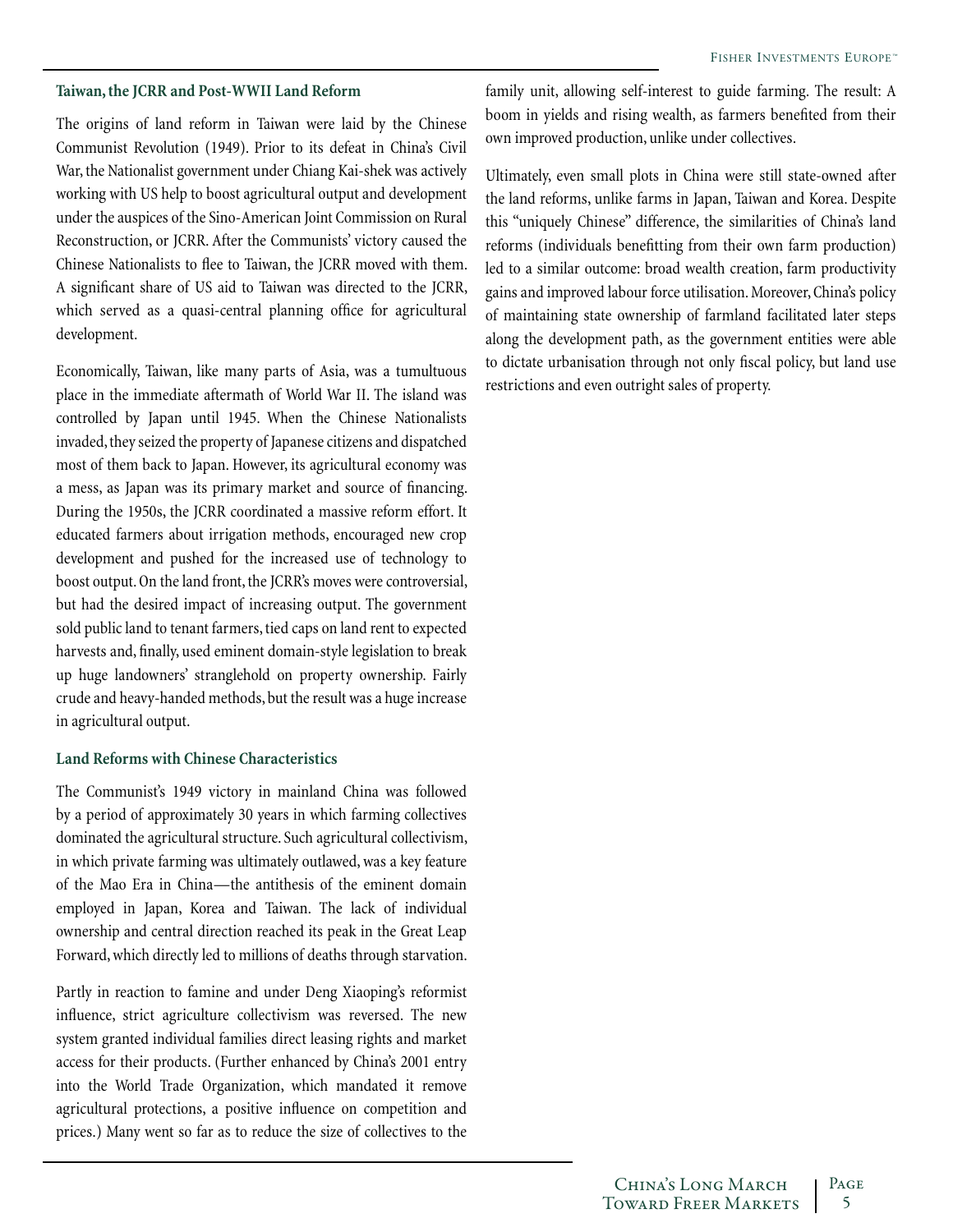### Taiwan, the JCRR and Post-WWII Land Reform

The origins of land reform in Taiwan were laid by the Chinese Communist Revolution (1949). Prior to its defeat in China's Civil War, the Nationalist government under Chiang Kai-shek was actively working with US help to boost agricultural output and development under the auspices of the Sino-American Joint Commission on Rural Reconstruction, or JCRR. After the Communists' victory caused the Chinese Nationalists to flee to Taiwan, the JCRR moved with them. A significant share of US aid to Taiwan was directed to the JCRR, which served as a quasi-central planning office for agricultural development.

Economically, Taiwan, like many parts of Asia, was a tumultuous place in the immediate aftermath of World War II. The island was controlled by Japan until 1945. When the Chinese Nationalists invaded, they seized the property of Japanese citizens and dispatched most of them back to Japan. However, its agricultural economy was a mess, as Japan was its primary market and source of financing. During the 1950s, the JCRR coordinated a massive reform effort. It educated farmers about irrigation methods, encouraged new crop development and pushed for the increased use of technology to boost output. On the land front, the JCRR's moves were controversial, but had the desired impact of increasing output. The government sold public land to tenant farmers, tied caps on land rent to expected harvests and, finally, used eminent domain-style legislation to break up huge landowners' stranglehold on property ownership. Fairly crude and heavy-handed methods, but the result was a huge increase in agricultural output.

### Land Reforms with Chinese Characteristics

The Communist's 1949 victory in mainland China was followed by a period of approximately 30 years in which farming collectives dominated the agricultural structure. Such agricultural collectivism, in which private farming was ultimately outlawed, was a key feature of the Mao Era in China—the antithesis of the eminent domain employed in Japan, Korea and Taiwan. The lack of individual ownership and central direction reached its peak in the Great Leap Forward, which directly led to millions of deaths through starvation.

Partly in reaction to famine and under Deng Xiaoping's reformist influence, strict agriculture collectivism was reversed. The new system granted individual families direct leasing rights and market access for their products. (Further enhanced by China's 2001 entry into the World Trade Organization, which mandated it remove agricultural protections, a positive influence on competition and prices.) Many went so far as to reduce the size of collectives to the family unit, allowing self-interest to guide farming. The result: A boom in yields and rising wealth, as farmers benefited from their own improved production, unlike under collectives.

Ultimately, even small plots in China were still state-owned after the land reforms, unlike farms in Japan, Taiwan and Korea. Despite this "uniquely Chinese" difference, the similarities of China's land reforms (individuals benefitting from their own farm production) led to a similar outcome: broad wealth creation, farm productivity gains and improved labour force utilisation. Moreover, China's policy of maintaining state ownership of farmland facilitated later steps along the development path, as the government entities were able to dictate urbanisation through not only fiscal policy, but land use restrictions and even outright sales of property.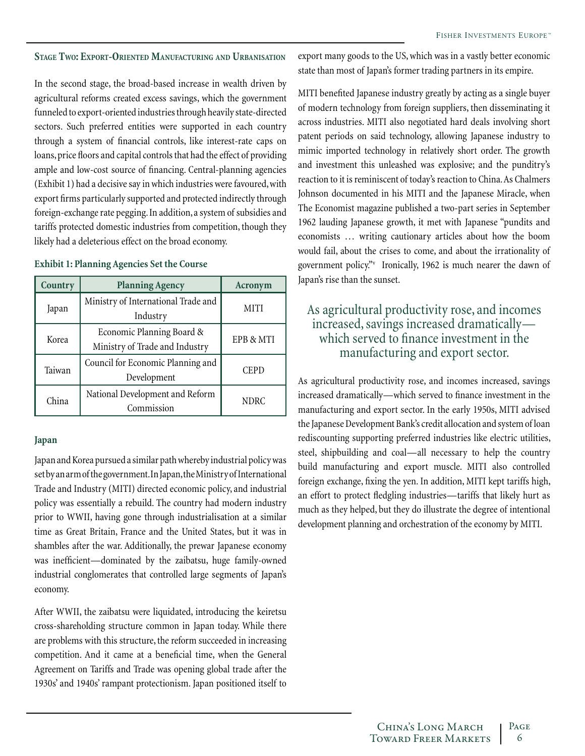### Stage Two: Export-Oriented Manufacturing and Urbanisation

In the second stage, the broad-based increase in wealth driven by agricultural reforms created excess savings, which the government funneled to export-oriented industries through heavily state-directed sectors. Such preferred entities were supported in each country through a system of financial controls, like interest-rate caps on loans, price floors and capital controls that had the effect of providing ample and low-cost source of financing. Central-planning agencies (Exhibit 1) had a decisive say in which industries were favoured, with export firms particularly supported and protected indirectly through foreign-exchange rate pegging. In addition, a system of subsidies and tariffs protected domestic industries from competition, though they likely had a deleterious effect on the broad economy.

**Exhibit 1: Planning Agencies Set the Course**

| Country | Planning Agency | Acronym |
|---|---|---|
| Japan | Ministry of International Trade and Industry | MITI |
| Korea | Economic Planning Board & Ministry of Trade and Industry | EPB & MTI |
| Taiwan | Council for Economic Planning and Development | CEPD |
| China | National Development and Reform Commission | NDRC |

**Japan**

Japan and Korea pursued a similar path whereby industrial policy was set by an arm of the government. In Japan, the Ministry of International Trade and Industry (MITI) directed economic policy, and industrial policy was essentially a rebuild. The country had modern industry prior to WWII, having gone through industrialisation at a similar time as Great Britain, France and the United States, but it was in shambles after the war. Additionally, the prewar Japanese economy was inefficient—dominated by the zaibatsu, huge family-owned industrial conglomerates that controlled large segments of Japan's economy.

After WWII, the zaibatsu were liquidated, introducing the keiretsu cross-shareholding structure common in Japan today. While there are problems with this structure, the reform succeeded in increasing competition. And it came at a beneficial time, when the General Agreement on Tariffs and Trade was opening global trade after the 1930s' and 1940s' rampant protectionism. Japan positioned itself to export many goods to the US, which was in a vastly better economic state than most of Japan's former trading partners in its empire.

MITI benefited Japanese industry greatly by acting as a single buyer of modern technology from foreign suppliers, then disseminating it across industries. MITI also negotiated hard deals involving short patent periods on said technology, allowing Japanese industry to mimic imported technology in relatively short order. The growth and investment this unleashed was explosive; and the punditry's reaction to it is reminiscent of today's reaction to China. As Chalmers Johnson documented in his MITI and the Japanese Miracle, when The Economist magazine published a two-part series in September 1962 lauding Japanese growth, it met with Japanese "pundits and economists … writing cautionary articles about how the boom would fail, about the crises to come, and about the irrationality of government policy."[v] Ironically, 1962 is much nearer the dawn of Japan's rise than the sunset.

> As agricultural productivity rose, and incomes increased, savings increased dramatically—which served to finance investment in the manufacturing and export sector.

As agricultural productivity rose, and incomes increased, savings increased dramatically—which served to finance investment in the manufacturing and export sector. In the early 1950s, MITI advised the Japanese Development Bank's credit allocation and system of loan rediscounting supporting preferred industries like electric utilities, steel, shipbuilding and coal—all necessary to help the country build manufacturing and export muscle. MITI also controlled foreign exchange, fixing the yen. In addition, MITI kept tariffs high, an effort to protect fledgling industries—tariffs that likely hurt as much as they helped, but they do illustrate the degree of intentional development planning and orchestration of the economy by MITI.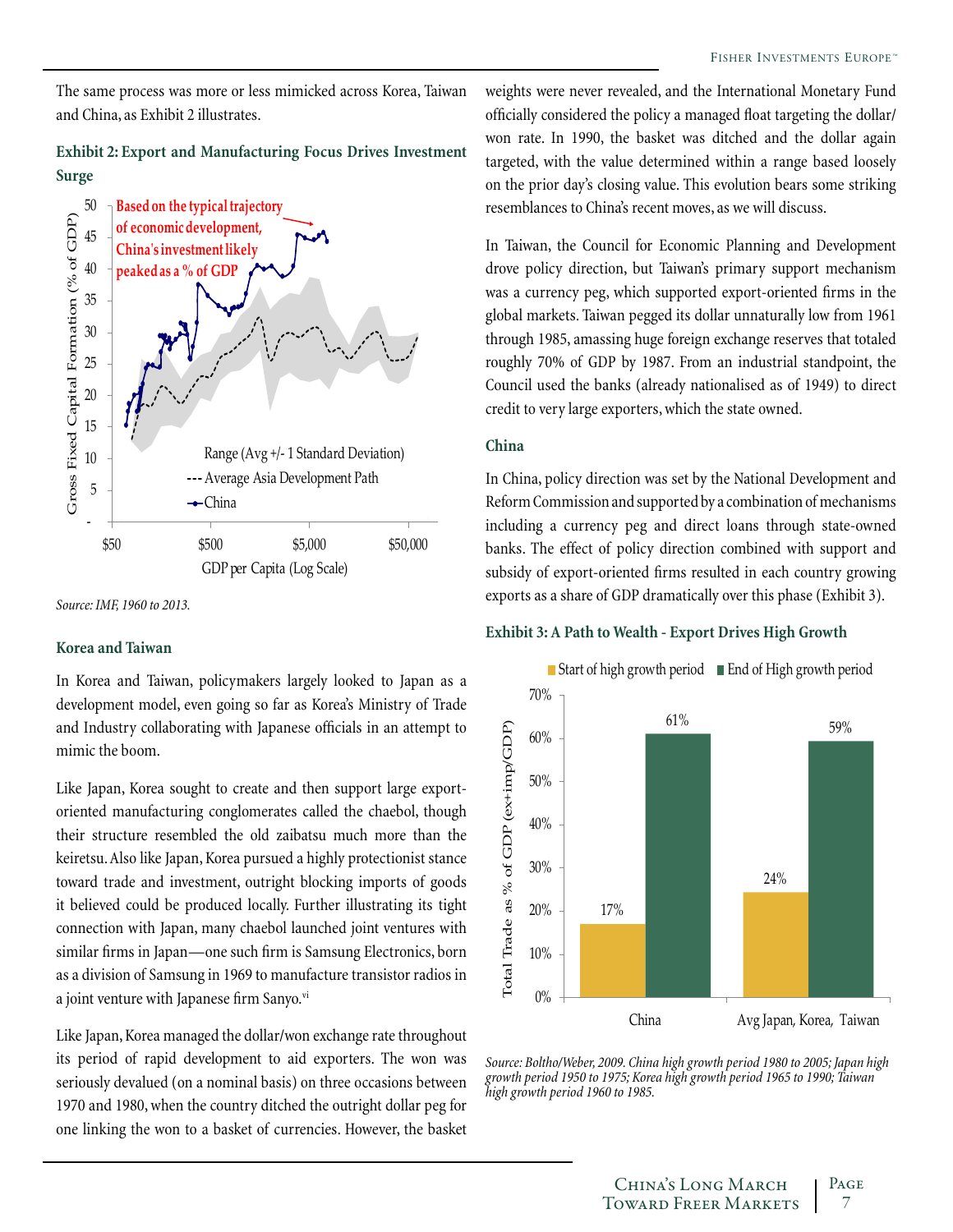The same process was more or less mimicked across Korea, Taiwan and China, as Exhibit 2 illustrates.

**Exhibit 2: Export and Manufacturing Focus Drives Investment Surge**

*Source: IMF, 1960 to 2013.*

### Korea and Taiwan

In Korea and Taiwan, policymakers largely looked to Japan as a development model, even going so far as Korea's Ministry of Trade and Industry collaborating with Japanese officials in an attempt to mimic the boom.

Like Japan, Korea sought to create and then support large export-oriented manufacturing conglomerates called the chaebol, though their structure resembled the old zaibatsu much more than the keiretsu. Also like Japan, Korea pursued a highly protectionist stance toward trade and investment, outright blocking imports of goods it believed could be produced locally. Further illustrating its tight connection with Japan, many chaebol launched joint ventures with similar firms in Japan—one such firm is Samsung Electronics, born as a division of Samsung in 1969 to manufacture transistor radios in a joint venture with Japanese firm Sanyo.[vi]

Like Japan, Korea managed the dollar/won exchange rate throughout its period of rapid development to aid exporters. The won was seriously devalued (on a nominal basis) on three occasions between 1970 and 1980, when the country ditched the outright dollar peg for one linking the won to a basket of currencies. However, the basket weights were never revealed, and the International Monetary Fund officially considered the policy a managed float targeting the dollar/won rate. In 1990, the basket was ditched and the dollar again targeted, with the value determined within a range based loosely on the prior day's closing value. This evolution bears some striking resemblances to China's recent moves, as we will discuss.

In Taiwan, the Council for Economic Planning and Development drove policy direction, but Taiwan's primary support mechanism was a currency peg, which supported export-oriented firms in the global markets. Taiwan pegged its dollar unnaturally low from 1961 through 1985, amassing huge foreign exchange reserves that totaled roughly 70% of GDP by 1987. From an industrial standpoint, the Council used the banks (already nationalised as of 1949) to direct credit to very large exporters, which the state owned.

### China

In China, policy direction was set by the National Development and Reform Commission and supported by a combination of mechanisms including a currency peg and direct loans through state-owned banks. The effect of policy direction combined with support and subsidy of export-oriented firms resulted in each country growing exports as a share of GDP dramatically over this phase (Exhibit 3).

**Exhibit 3: A Path to Wealth - Export Drives High Growth**

| Total Trade as % of GDP (ex+imp/GDP) | Start of high growth period | End of High growth period |
|---|---|---|
| China | 17% | 61% |
| Avg Japan, Korea, Taiwan | 24% | 59% |

*Source: Boltho/Weber, 2009. China high growth period 1980 to 2005; Japan high growth period 1950 to 1975; Korea high growth period 1965 to 1990; Taiwan high growth period 1960 to 1985.*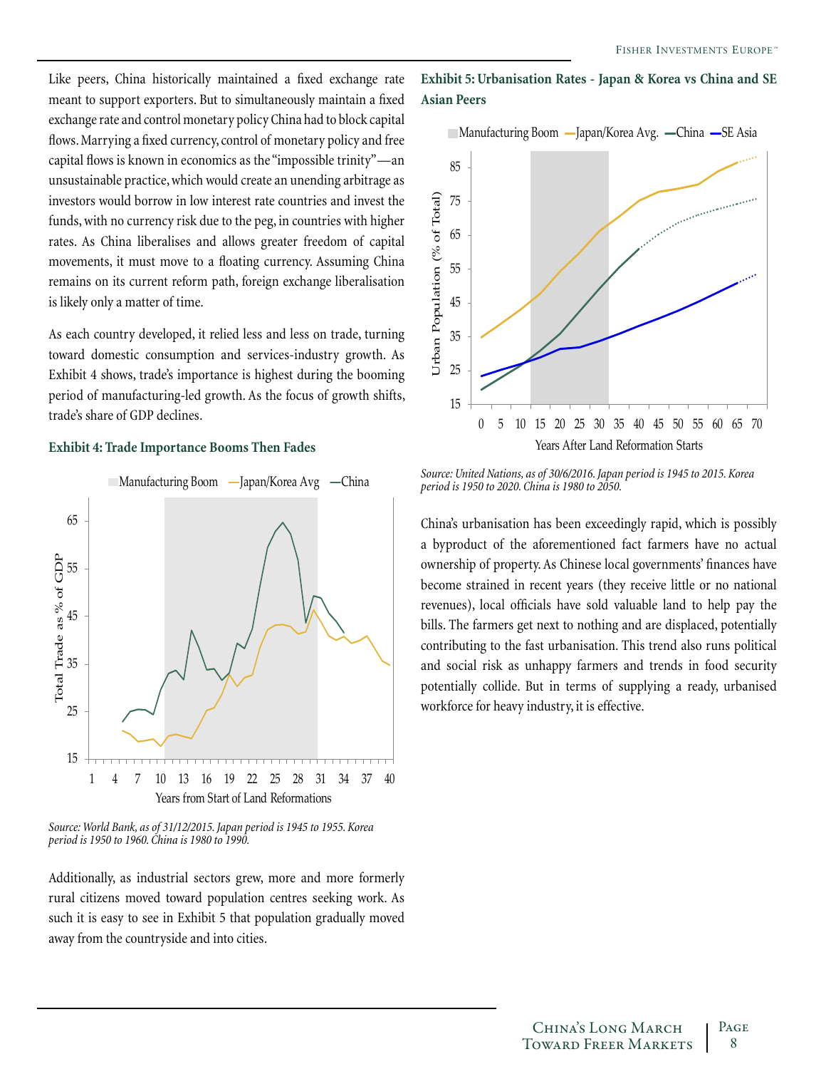Like peers, China historically maintained a fixed exchange rate meant to support exporters. But to simultaneously maintain a fixed exchange rate and control monetary policy China had to block capital flows. Marrying a fixed currency, control of monetary policy and free capital flows is known in economics as the "impossible trinity"—an unsustainable practice, which would create an unending arbitrage as investors would borrow in low interest rate countries and invest the funds, with no currency risk due to the peg, in countries with higher rates. As China liberalises and allows greater freedom of capital movements, it must move to a floating currency. Assuming China remains on its current reform path, foreign exchange liberalisation is likely only a matter of time.

As each country developed, it relied less and less on trade, turning toward domestic consumption and services-industry growth. As Exhibit 4 shows, trade's importance is highest during the booming period of manufacturing-led growth. As the focus of growth shifts, trade's share of GDP declines.

**Exhibit 4: Trade Importance Booms Then Fades**

*Source: World Bank, as of 31/12/2015. Japan period is 1945 to 1955. Korea period is 1950 to 1960. China is 1980 to 1990.*

Additionally, as industrial sectors grew, more and more formerly rural citizens moved toward population centres seeking work. As such it is easy to see in Exhibit 5 that population gradually moved away from the countryside and into cities.

**Exhibit 5: Urbanisation Rates - Japan & Korea vs China and SE Asian Peers**

*Source: United Nations, as of 30/6/2016. Japan period is 1945 to 2015. Korea period is 1950 to 2020. China is 1980 to 2050.*

China's urbanisation has been exceedingly rapid, which is possibly a byproduct of the aforementioned fact farmers have no actual ownership of property. As Chinese local governments' finances have become strained in recent years (they receive little or no national revenues), local officials have sold valuable land to help pay the bills. The farmers get next to nothing and are displaced, potentially contributing to the fast urbanisation. This trend also runs political and social risk as unhappy farmers and trends in food security potentially collide. But in terms of supplying a ready, urbanised workforce for heavy industry, it is effective.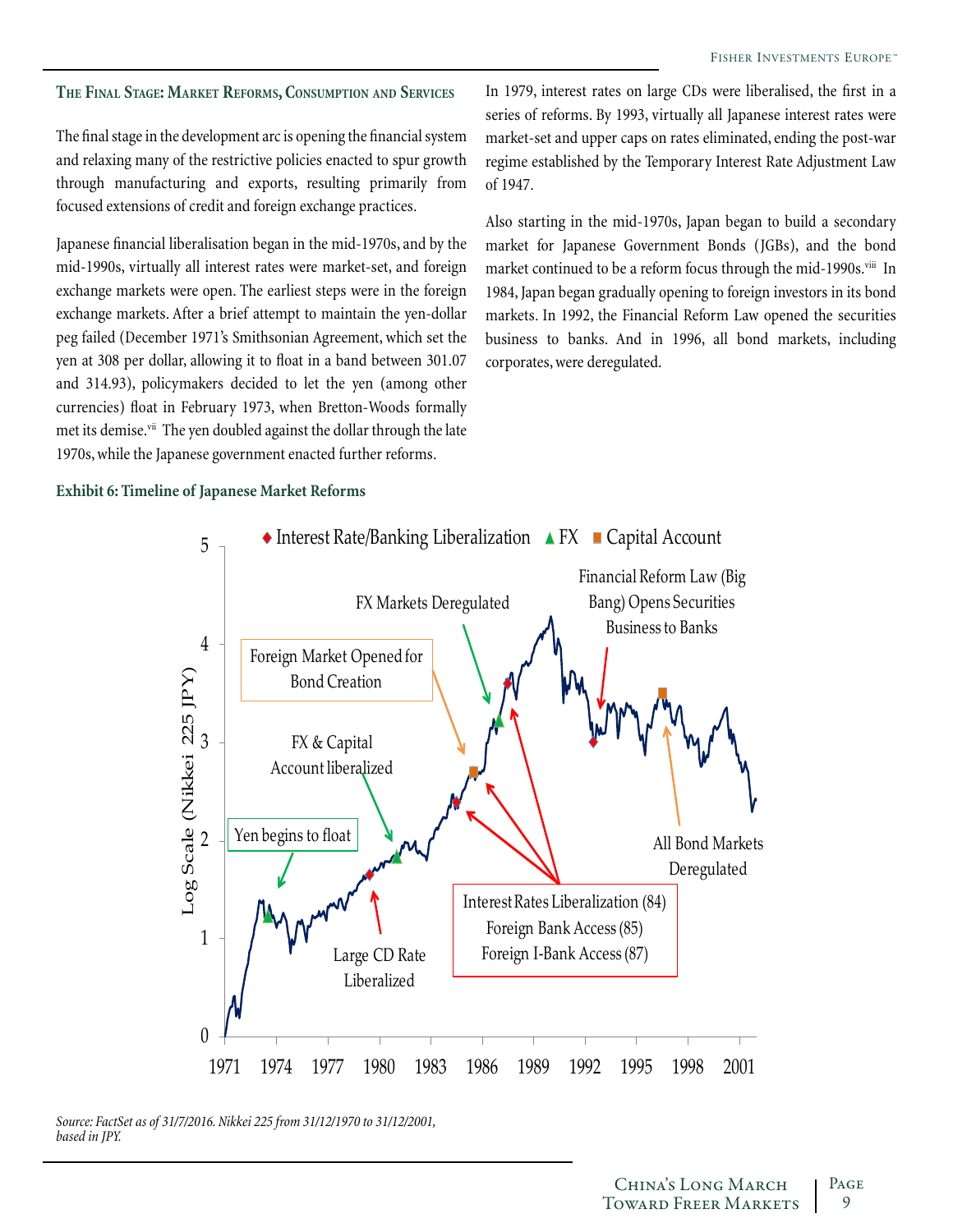## The Final Stage: Market Reforms, Consumption and Services

The final stage in the development arc is opening the financial system and relaxing many of the restrictive policies enacted to spur growth through manufacturing and exports, resulting primarily from focused extensions of credit and foreign exchange practices.

Japanese financial liberalisation began in the mid-1970s, and by the mid-1990s, virtually all interest rates were market-set, and foreign exchange markets were open. The earliest steps were in the foreign exchange markets. After a brief attempt to maintain the yen-dollar peg failed (December 1971's Smithsonian Agreement, which set the yen at 308 per dollar, allowing it to float in a band between 301.07 and 314.93), policymakers decided to let the yen (among other currencies) float in February 1973, when Bretton-Woods formally met its demise.[vii] The yen doubled against the dollar through the late 1970s, while the Japanese government enacted further reforms.

In 1979, interest rates on large CDs were liberalised, the first in a series of reforms. By 1993, virtually all Japanese interest rates were market-set and upper caps on rates eliminated, ending the post-war regime established by the Temporary Interest Rate Adjustment Law of 1947.

Also starting in the mid-1970s, Japan began to build a secondary market for Japanese Government Bonds (JGBs), and the bond market continued to be a reform focus through the mid-1990s.[viii] In 1984, Japan began gradually opening to foreign investors in its bond markets. In 1992, the Financial Reform Law opened the securities business to banks. And in 1996, all bond markets, including corporates, were deregulated.

**Exhibit 6: Timeline of Japanese Market Reforms**

*Source: FactSet as of 31/7/2016. Nikkei 225 from 31/12/1970 to 31/12/2001, based in JPY.*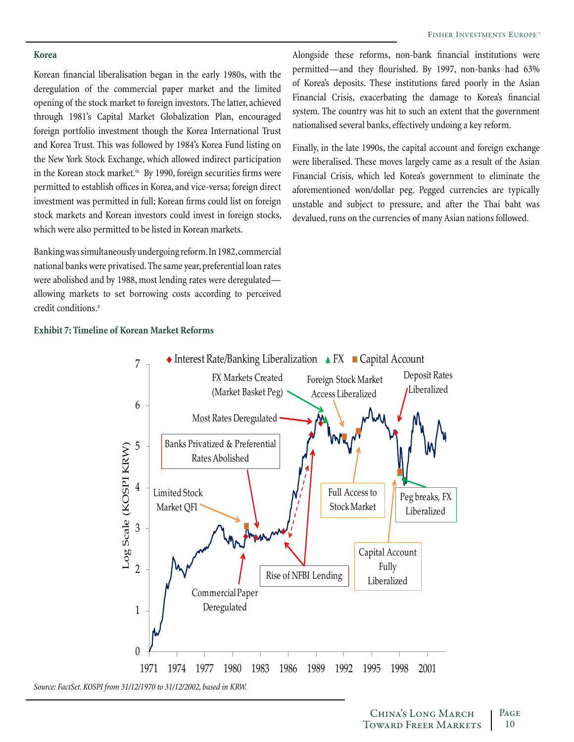## Korea

Korean financial liberalisation began in the early 1980s, with the deregulation of the commercial paper market and the limited opening of the stock market to foreign investors. The latter, achieved through 1981's Capital Market Globalization Plan, encouraged foreign portfolio investment though the Korea International Trust and Korea Trust. This was followed by 1984's Korea Fund listing on the New York Stock Exchange, which allowed indirect participation in the Korean stock market.[ix] By 1990, foreign securities firms were permitted to establish offices in Korea, and vice-versa; foreign direct investment was permitted in full; Korean firms could list on foreign stock markets and Korean investors could invest in foreign stocks, which were also permitted to be listed in Korean markets.

Banking was simultaneously undergoing reform. In 1982, commercial national banks were privatised. The same year, preferential loan rates were abolished and by 1988, most lending rates were deregulated—allowing markets to set borrowing costs according to perceived credit conditions.[x]

Alongside these reforms, non-bank financial institutions were permitted—and they flourished. By 1997, non-banks had 63% of Korea's deposits. These institutions fared poorly in the Asian Financial Crisis, exacerbating the damage to Korea's financial system. The country was hit to such an extent that the government nationalised several banks, effectively undoing a key reform.

Finally, in the late 1990s, the capital account and foreign exchange were liberalised. These moves largely came as a result of the Asian Financial Crisis, which led Korea's government to eliminate the aforementioned won/dollar peg. Pegged currencies are typically unstable and subject to pressure, and after the Thai baht was devalued, runs on the currencies of many Asian nations followed.

**Exhibit 7: Timeline of Korean Market Reforms**

*Source: FactSet. KOSPI from 31/12/1970 to 31/12/2002, based in KRW.*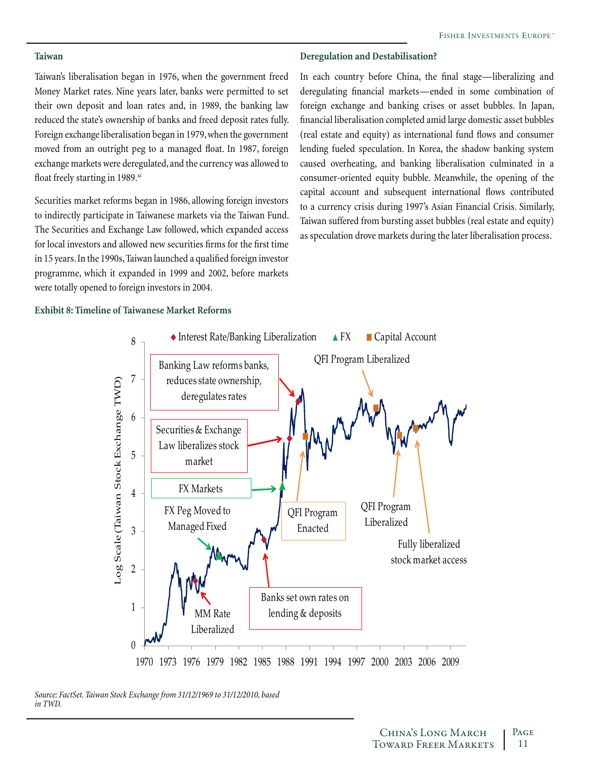### Taiwan

Taiwan's liberalisation began in 1976, when the government freed Money Market rates. Nine years later, banks were permitted to set their own deposit and loan rates and, in 1989, the banking law reduced the state's ownership of banks and freed deposit rates fully. Foreign exchange liberalisation began in 1979, when the government moved from an outright peg to a managed float. In 1987, foreign exchange markets were deregulated, and the currency was allowed to float freely starting in 1989.[xi]

Securities market reforms began in 1986, allowing foreign investors to indirectly participate in Taiwanese markets via the Taiwan Fund. The Securities and Exchange Law followed, which expanded access for local investors and allowed new securities firms for the first time in 15 years. In the 1990s, Taiwan launched a qualified foreign investor programme, which it expanded in 1999 and 2002, before markets were totally opened to foreign investors in 2004.

### Deregulation and Destabilisation?

In each country before China, the final stage—liberalizing and deregulating financial markets—ended in some combination of foreign exchange and banking crises or asset bubbles. In Japan, financial liberalisation completed amid large domestic asset bubbles (real estate and equity) as international fund flows and consumer lending fueled speculation. In Korea, the shadow banking system caused overheating, and banking liberalisation culminated in a consumer-oriented equity bubble. Meanwhile, the opening of the capital account and subsequent international flows contributed to a currency crisis during 1997's Asian Financial Crisis. Similarly, Taiwan suffered from bursting asset bubbles (real estate and equity) as speculation drove markets during the later liberalisation process.

**Exhibit 8: Timeline of Taiwanese Market Reforms**

*Source: FactSet. Taiwan Stock Exchange from 31/12/1969 to 31/12/2010, based in TWD.*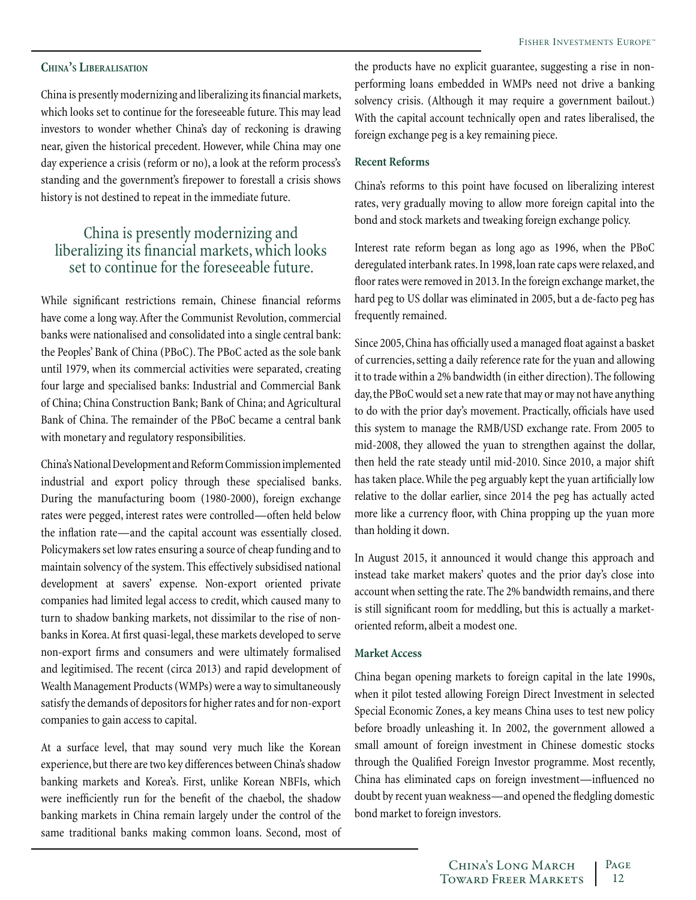## China's Liberalisation

China is presently modernizing and liberalizing its financial markets, which looks set to continue for the foreseeable future. This may lead investors to wonder whether China's day of reckoning is drawing near, given the historical precedent. However, while China may one day experience a crisis (reform or no), a look at the reform process's standing and the government's firepower to forestall a crisis shows history is not destined to repeat in the immediate future.

> China is presently modernizing and liberalizing its financial markets, which looks set to continue for the foreseeable future.

While significant restrictions remain, Chinese financial reforms have come a long way. After the Communist Revolution, commercial banks were nationalised and consolidated into a single central bank: the Peoples' Bank of China (PBoC). The PBoC acted as the sole bank until 1979, when its commercial activities were separated, creating four large and specialised banks: Industrial and Commercial Bank of China; China Construction Bank; Bank of China; and Agricultural Bank of China. The remainder of the PBoC became a central bank with monetary and regulatory responsibilities.

China's National Development and Reform Commission implemented industrial and export policy through these specialised banks. During the manufacturing boom (1980-2000), foreign exchange rates were pegged, interest rates were controlled—often held below the inflation rate—and the capital account was essentially closed. Policymakers set low rates ensuring a source of cheap funding and to maintain solvency of the system. This effectively subsidised national development at savers' expense. Non-export oriented private companies had limited legal access to credit, which caused many to turn to shadow banking markets, not dissimilar to the rise of non-banks in Korea. At first quasi-legal, these markets developed to serve non-export firms and consumers and were ultimately formalised and legitimised. The recent (circa 2013) and rapid development of Wealth Management Products (WMPs) were a way to simultaneously satisfy the demands of depositors for higher rates and for non-export companies to gain access to capital.

At a surface level, that may sound very much like the Korean experience, but there are two key differences between China's shadow banking markets and Korea's. First, unlike Korean NBFIs, which were inefficiently run for the benefit of the chaebol, the shadow banking markets in China remain largely under the control of the same traditional banks making common loans. Second, most of the products have no explicit guarantee, suggesting a rise in non-performing loans embedded in WMPs need not drive a banking solvency crisis. (Although it may require a government bailout.) With the capital account technically open and rates liberalised, the foreign exchange peg is a key remaining piece.

### Recent Reforms

China's reforms to this point have focused on liberalizing interest rates, very gradually moving to allow more foreign capital into the bond and stock markets and tweaking foreign exchange policy.

Interest rate reform began as long ago as 1996, when the PBoC deregulated interbank rates. In 1998, loan rate caps were relaxed, and floor rates were removed in 2013. In the foreign exchange market, the hard peg to US dollar was eliminated in 2005, but a de-facto peg has frequently remained.

Since 2005, China has officially used a managed float against a basket of currencies, setting a daily reference rate for the yuan and allowing it to trade within a 2% bandwidth (in either direction). The following day, the PBoC would set a new rate that may or may not have anything to do with the prior day's movement. Practically, officials have used this system to manage the RMB/USD exchange rate. From 2005 to mid-2008, they allowed the yuan to strengthen against the dollar, then held the rate steady until mid-2010. Since 2010, a major shift has taken place. While the peg arguably kept the yuan artificially low relative to the dollar earlier, since 2014 the peg has actually acted more like a currency floor, with China propping up the yuan more than holding it down.

In August 2015, it announced it would change this approach and instead take market makers' quotes and the prior day's close into account when setting the rate. The 2% bandwidth remains, and there is still significant room for meddling, but this is actually a market-oriented reform, albeit a modest one.

### Market Access

China began opening markets to foreign capital in the late 1990s, when it pilot tested allowing Foreign Direct Investment in selected Special Economic Zones, a key means China uses to test new policy before broadly unleashing it. In 2002, the government allowed a small amount of foreign investment in Chinese domestic stocks through the Qualified Foreign Investor programme. Most recently, China has eliminated caps on foreign investment—influenced no doubt by recent yuan weakness—and opened the fledgling domestic bond market to foreign investors.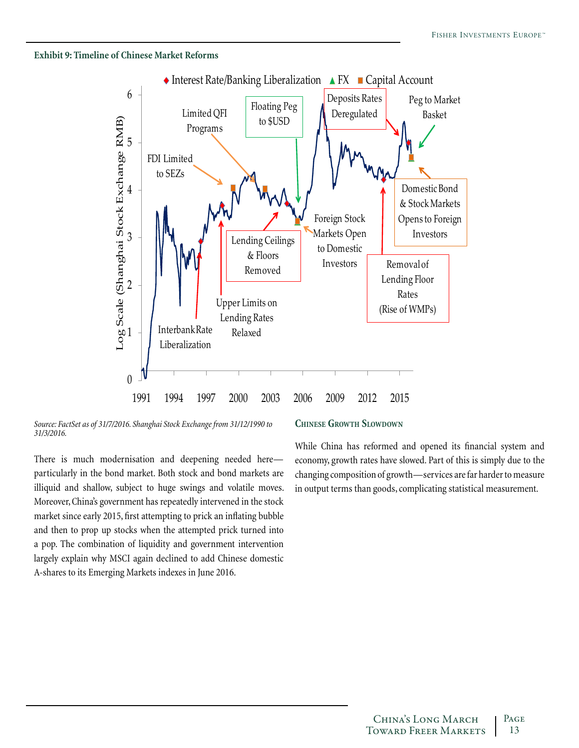**Exhibit 9: Timeline of Chinese Market Reforms**

♦ Interest Rate/Banking Liberalization ▲ FX ■ Capital Account

Log Scale (Shanghai Stock Exchange RMB)

FDI Limited to SEZs

Limited QFI Programs

Floating Peg to $USD

Deposits Rates Deregulated

Peg to Market Basket

Domestic Bond & Stock Markets Opens to Foreign Investors

Foreign Stock Markets Open to Domestic Investors

Lending Ceilings & Floors Removed

Upper Limits on Lending Rates Relaxed

Interbank Rate Liberalization

Removal of Lending Floor Rates (Rise of WMPs)

1991 1994 1997 2000 2003 2006 2009 2012 2015

*Source: FactSet as of 31/7/2016. Shanghai Stock Exchange from 31/12/1990 to 31/3/2016.*

There is much modernisation and deepening needed here—particularly in the bond market. Both stock and bond markets are illiquid and shallow, subject to huge swings and volatile moves. Moreover, China's government has repeatedly intervened in the stock market since early 2015, first attempting to prick an inflating bubble and then to prop up stocks when the attempted prick turned into a pop. The combination of liquidity and government intervention largely explain why MSCI again declined to add Chinese domestic A-shares to its Emerging Markets indexes in June 2016.

## Chinese Growth Slowdown

While China has reformed and opened its financial system and economy, growth rates have slowed. Part of this is simply due to the changing composition of growth—services are far harder to measure in output terms than goods, complicating statistical measurement.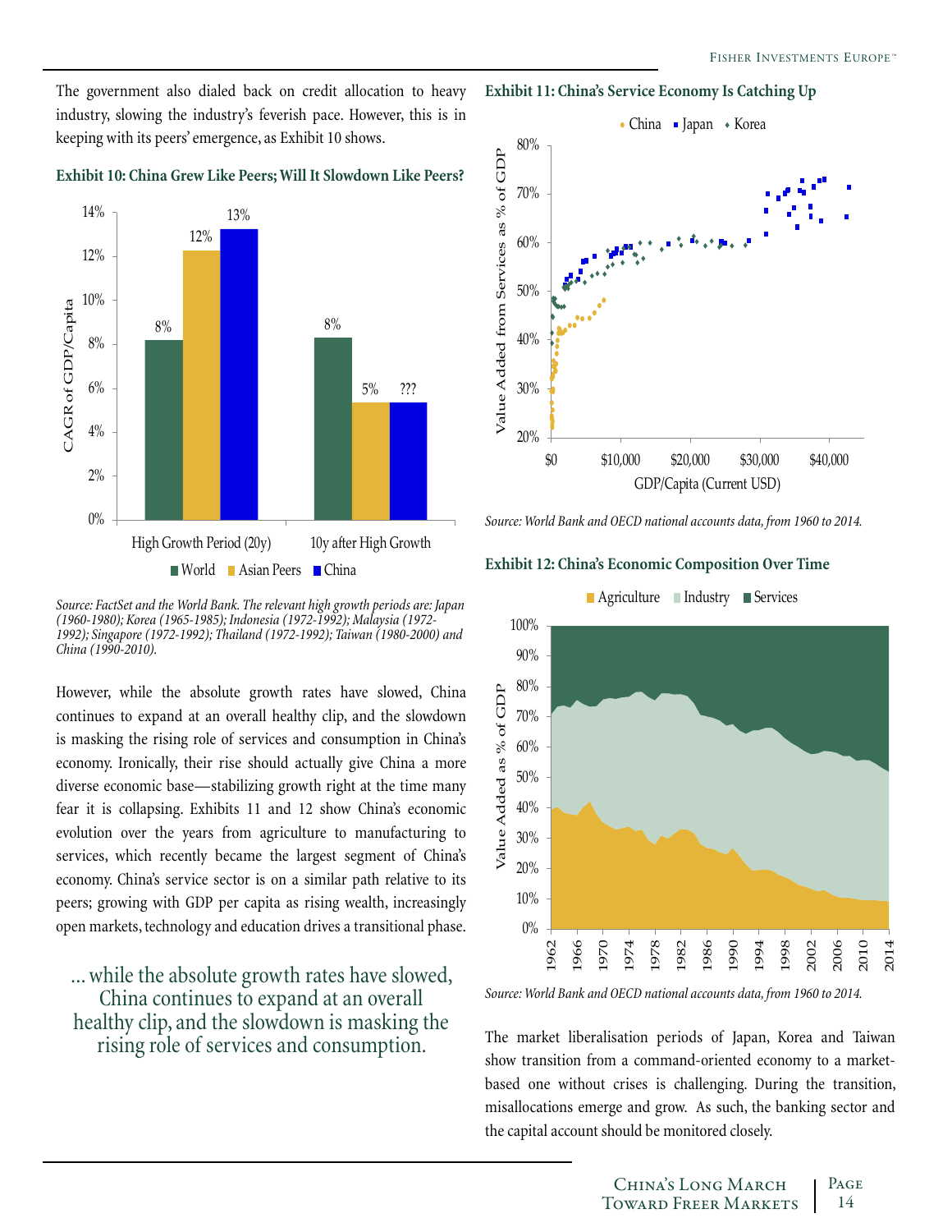The government also dialed back on credit allocation to heavy industry, slowing the industry's feverish pace. However, this is in keeping with its peers' emergence, as Exhibit 10 shows.

**Exhibit 10: China Grew Like Peers; Will It Slowdown Like Peers?**

| | World | Asian Peers | China |
|---|---|---|---|
| High Growth Period (20y) | 8% | 12% | 13% |
| 10y after High Growth | 8% | 5% | ??? |

*Source: FactSet and the World Bank. The relevant high growth periods are: Japan (1960-1980); Korea (1965-1985); Indonesia (1972-1992); Malaysia (1972-1992); Singapore (1972-1992); Thailand (1972-1992); Taiwan (1980-2000) and China (1990-2010).*

However, while the absolute growth rates have slowed, China continues to expand at an overall healthy clip, and the slowdown is masking the rising role of services and consumption in China's economy. Ironically, their rise should actually give China a more diverse economic base—stabilizing growth right at the time many fear it is collapsing. Exhibits 11 and 12 show China's economic evolution over the years from agriculture to manufacturing to services, which recently became the largest segment of China's economy. China's service sector is on a similar path relative to its peers; growing with GDP per capita as rising wealth, increasingly open markets, technology and education drives a transitional phase.

> ... while the absolute growth rates have slowed, China continues to expand at an overall healthy clip, and the slowdown is masking the rising role of services and consumption.

**Exhibit 11: China's Service Economy Is Catching Up**

*Source: World Bank and OECD national accounts data, from 1960 to 2014.*

**Exhibit 12: China's Economic Composition Over Time**

*Source: World Bank and OECD national accounts data, from 1960 to 2014.*

The market liberalisation periods of Japan, Korea and Taiwan show transition from a command-oriented economy to a market-based one without crises is challenging. During the transition, misallocations emerge and grow. As such, the banking sector and the capital account should be monitored closely.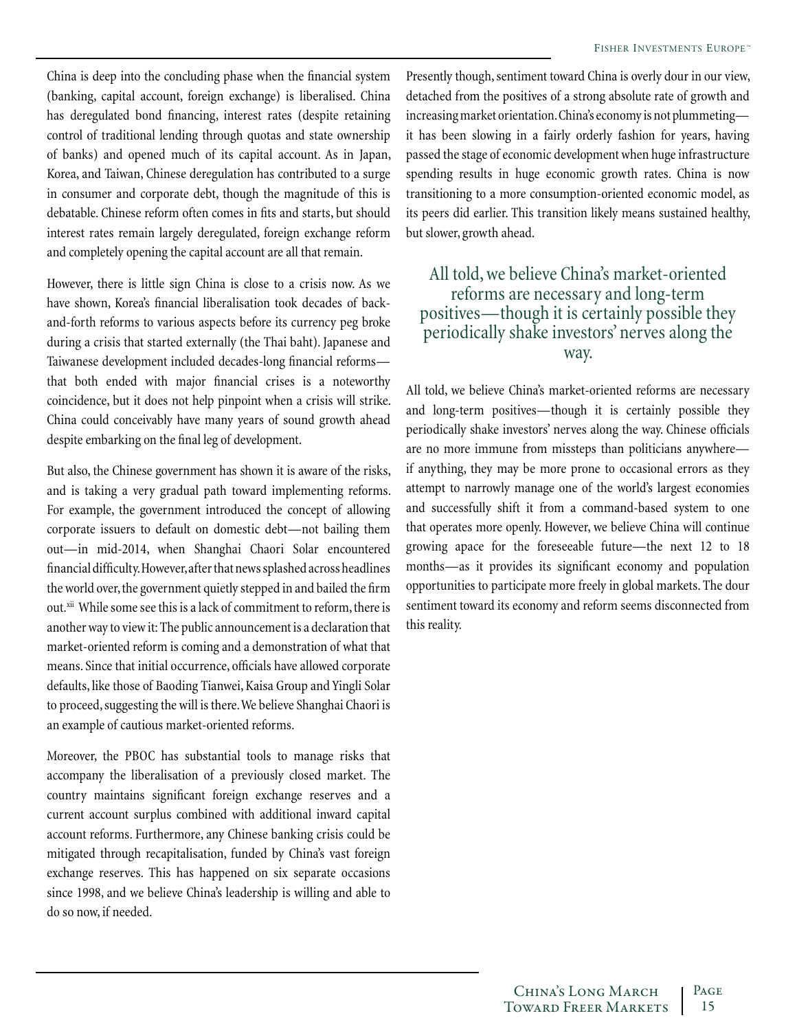China is deep into the concluding phase when the financial system (banking, capital account, foreign exchange) is liberalised. China has deregulated bond financing, interest rates (despite retaining control of traditional lending through quotas and state ownership of banks) and opened much of its capital account. As in Japan, Korea, and Taiwan, Chinese deregulation has contributed to a surge in consumer and corporate debt, though the magnitude of this is debatable. Chinese reform often comes in fits and starts, but should interest rates remain largely deregulated, foreign exchange reform and completely opening the capital account are all that remain.

However, there is little sign China is close to a crisis now. As we have shown, Korea's financial liberalisation took decades of back-and-forth reforms to various aspects before its currency peg broke during a crisis that started externally (the Thai baht). Japanese and Taiwanese development included decades-long financial reforms—that both ended with major financial crises is a noteworthy coincidence, but it does not help pinpoint when a crisis will strike. China could conceivably have many years of sound growth ahead despite embarking on the final leg of development.

But also, the Chinese government has shown it is aware of the risks, and is taking a very gradual path toward implementing reforms. For example, the government introduced the concept of allowing corporate issuers to default on domestic debt—not bailing them out—in mid-2014, when Shanghai Chaori Solar encountered financial difficulty. However, after that news splashed across headlines the world over, the government quietly stepped in and bailed the firm out.[xii] While some see this is a lack of commitment to reform, there is another way to view it: The public announcement is a declaration that market-oriented reform is coming and a demonstration of what that means. Since that initial occurrence, officials have allowed corporate defaults, like those of Baoding Tianwei, Kaisa Group and Yingli Solar to proceed, suggesting the will is there. We believe Shanghai Chaori is an example of cautious market-oriented reforms.

Moreover, the PBOC has substantial tools to manage risks that accompany the liberalisation of a previously closed market. The country maintains significant foreign exchange reserves and a current account surplus combined with additional inward capital account reforms. Furthermore, any Chinese banking crisis could be mitigated through recapitalisation, funded by China's vast foreign exchange reserves. This has happened on six separate occasions since 1998, and we believe China's leadership is willing and able to do so now, if needed.

Presently though, sentiment toward China is overly dour in our view, detached from the positives of a strong absolute rate of growth and increasing market orientation. China's economy is not plummeting—it has been slowing in a fairly orderly fashion for years, having passed the stage of economic development when huge infrastructure spending results in huge economic growth rates. China is now transitioning to a more consumption-oriented economic model, as its peers did earlier. This transition likely means sustained healthy, but slower, growth ahead.

> All told, we believe China's market-oriented reforms are necessary and long-term positives—though it is certainly possible they periodically shake investors' nerves along the way.

All told, we believe China's market-oriented reforms are necessary and long-term positives—though it is certainly possible they periodically shake investors' nerves along the way. Chinese officials are no more immune from missteps than politicians anywhere—if anything, they may be more prone to occasional errors as they attempt to narrowly manage one of the world's largest economies and successfully shift it from a command-based system to one that operates more openly. However, we believe China will continue growing apace for the foreseeable future—the next 12 to 18 months—as it provides its significant economy and population opportunities to participate more freely in global markets. The dour sentiment toward its economy and reform seems disconnected from this reality.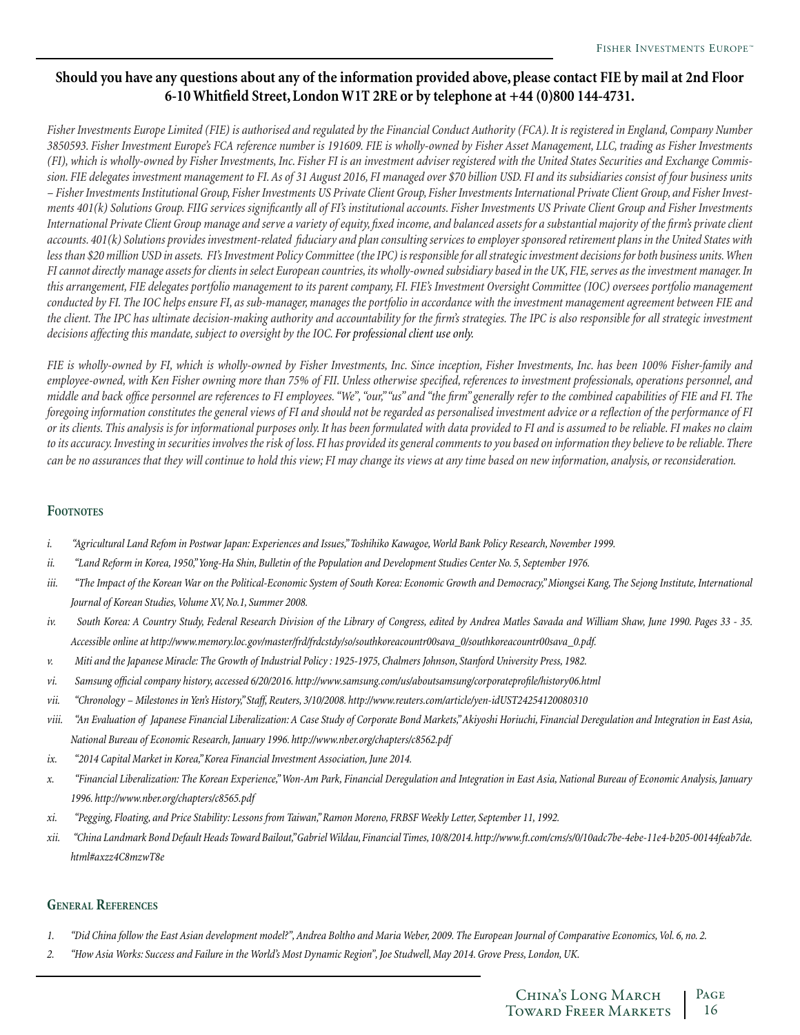**Should you have any questions about any of the information provided above, please contact FIE by mail at 2nd Floor 6-10 Whitfield Street, London W1T 2RE or by telephone at +44 (0)800 144-4731.**

*Fisher Investments Europe Limited (FIE) is authorised and regulated by the Financial Conduct Authority (FCA). It is registered in England, Company Number 3850593. Fisher Investment Europe's FCA reference number is 191609. FIE is wholly-owned by Fisher Asset Management, LLC, trading as Fisher Investments (FI), which is wholly-owned by Fisher Investments, Inc. Fisher FI is an investment adviser registered with the United States Securities and Exchange Commission. FIE delegates investment management to FI. As of 31 August 2016, FI managed over $70 billion USD. FI and its subsidiaries consist of four business units – Fisher Investments Institutional Group, Fisher Investments US Private Client Group, Fisher Investments International Private Client Group, and Fisher Investments 401(k) Solutions Group. FIIG services significantly all of FI's institutional accounts. Fisher Investments US Private Client Group and Fisher Investments International Private Client Group manage and serve a variety of equity, fixed income, and balanced assets for a substantial majority of the firm's private client accounts. 401(k) Solutions provides investment-related fiduciary and plan consulting services to employer sponsored retirement plans in the United States with less than $20 million USD in assets. FI's Investment Policy Committee (the IPC) is responsible for all strategic investment decisions for both business units. When FI cannot directly manage assets for clients in select European countries, its wholly-owned subsidiary based in the UK, FIE, serves as the investment manager. In this arrangement, FIE delegates portfolio management to its parent company, FI. FIE's Investment Oversight Committee (IOC) oversees portfolio management conducted by FI. The IOC helps ensure FI, as sub-manager, manages the portfolio in accordance with the investment management agreement between FIE and the client. The IPC has ultimate decision-making authority and accountability for the firm's strategies. The IPC is also responsible for all strategic investment decisions affecting this mandate, subject to oversight by the IOC. For professional client use only.*

*FIE is wholly-owned by FI, which is wholly-owned by Fisher Investments, Inc. Since inception, Fisher Investments, Inc. has been 100% Fisher-family and employee-owned, with Ken Fisher owning more than 75% of FII. Unless otherwise specified, references to investment professionals, operations personnel, and middle and back office personnel are references to FI employees. "We", "our," "us" and "the firm" generally refer to the combined capabilities of FIE and FI. The foregoing information constitutes the general views of FI and should not be regarded as personalised investment advice or a reflection of the performance of FI or its clients. This analysis is for informational purposes only. It has been formulated with data provided to FI and is assumed to be reliable. FI makes no claim to its accuracy. Investing in securities involves the risk of loss. FI has provided its general comments to you based on information they believe to be reliable. There can be no assurances that they will continue to hold this view; FI may change its views at any time based on new information, analysis, or reconsideration.*

## Footnotes

- *i. "Agricultural Land Refom in Postwar Japan: Experiences and Issues," Toshihiko Kawagoe, World Bank Policy Research, November 1999.*
- *ii. "Land Reform in Korea, 1950," Yong-Ha Shin, Bulletin of the Population and Development Studies Center No. 5, September 1976.*
- *iii. "The Impact of the Korean War on the Political-Economic System of South Korea: Economic Growth and Democracy," Miongsei Kang, The Sejong Institute, International Journal of Korean Studies, Volume XV, No.1, Summer 2008.*
- *iv. South Korea: A Country Study, Federal Research Division of the Library of Congress, edited by Andrea Matles Savada and William Shaw, June 1990. Pages 33 - 35. Accessible online at http://www.memory.loc.gov/master/frd/frdcstdy/so/southkoreacountr00sava_0/southkoreacountr00sava_0.pdf.*
- *v. Miti and the Japanese Miracle: The Growth of Industrial Policy : 1925-1975, Chalmers Johnson, Stanford University Press, 1982.*
- *vi. Samsung official company history, accessed 6/20/2016. http://www.samsung.com/us/aboutsamsung/corporateprofile/history06.html*
- *vii. "Chronology – Milestones in Yen's History," Staff, Reuters, 3/10/2008. http://www.reuters.com/article/yen-idUST24254120080310*
- *viii. "An Evaluation of Japanese Financial Liberalization: A Case Study of Corporate Bond Markets," Akiyoshi Horiuchi, Financial Deregulation and Integration in East Asia, National Bureau of Economic Research, January 1996. http://www.nber.org/chapters/c8562.pdf*
- *ix. "2014 Capital Market in Korea," Korea Financial Investment Association, June 2014.*
- *x. "Financial Liberalization: The Korean Experience," Won-Am Park, Financial Deregulation and Integration in East Asia, National Bureau of Economic Analysis, January 1996. http://www.nber.org/chapters/c8565.pdf*
- *xi. "Pegging, Floating, and Price Stability: Lessons from Taiwan," Ramon Moreno, FRBSF Weekly Letter, September 11, 1992.*
- *xii. "China Landmark Bond Default Heads Toward Bailout," Gabriel Wildau, Financial Times, 10/8/2014. http://www.ft.com/cms/s/0/10adc7be-4ebe-11e4-b205-00144feab7de.html#axzz4C8mzwT8e*

## General References

1. *"Did China follow the East Asian development model?", Andrea Boltho and Maria Weber, 2009. The European Journal of Comparative Economics, Vol. 6, no. 2.*
2. *"How Asia Works: Success and Failure in the World's Most Dynamic Region", Joe Studwell, May 2014. Grove Press, London, UK.*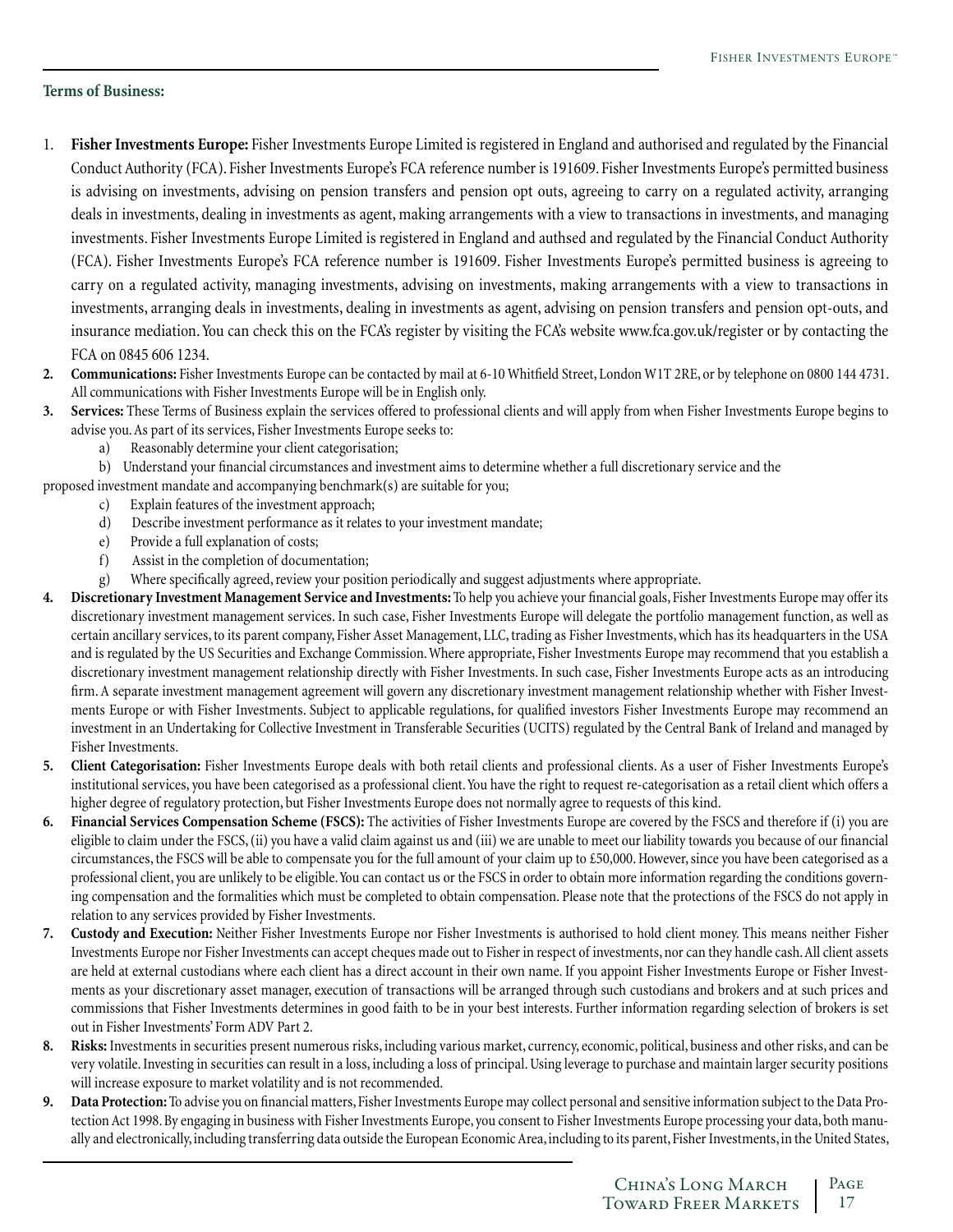**Terms of Business:**

1. **Fisher Investments Europe:** Fisher Investments Europe Limited is registered in England and authorised and regulated by the Financial Conduct Authority (FCA). Fisher Investments Europe's FCA reference number is 191609. Fisher Investments Europe's permitted business is advising on investments, advising on pension transfers and pension opt outs, agreeing to carry on a regulated activity, arranging deals in investments, dealing in investments as agent, making arrangements with a view to transactions in investments, and managing investments. Fisher Investments Europe Limited is registered in England and authsed and regulated by the Financial Conduct Authority (FCA). Fisher Investments Europe's FCA reference number is 191609. Fisher Investments Europe's permitted business is agreeing to carry on a regulated activity, managing investments, advising on investments, making arrangements with a view to transactions in investments, arranging deals in investments, dealing in investments as agent, advising on pension transfers and pension opt-outs, and insurance mediation. You can check this on the FCA's register by visiting the FCA's website www.fca.gov.uk/register or by contacting the FCA on 0845 606 1234.
2. **Communications:** Fisher Investments Europe can be contacted by mail at 6-10 Whitfield Street, London W1T 2RE, or by telephone on 0800 144 4731. All communications with Fisher Investments Europe will be in English only.
3. **Services:** These Terms of Business explain the services offered to professional clients and will apply from when Fisher Investments Europe begins to advise you. As part of its services, Fisher Investments Europe seeks to:
   a) Reasonably determine your client categorisation;
   b) Understand your financial circumstances and investment aims to determine whether a full discretionary service and the proposed investment mandate and accompanying benchmark(s) are suitable for you;
   c) Explain features of the investment approach;
   d) Describe investment performance as it relates to your investment mandate;
   e) Provide a full explanation of costs;
   f) Assist in the completion of documentation;
   g) Where specifically agreed, review your position periodically and suggest adjustments where appropriate.
4. **Discretionary Investment Management Service and Investments:** To help you achieve your financial goals, Fisher Investments Europe may offer its discretionary investment management services. In such case, Fisher Investments Europe will delegate the portfolio management function, as well as certain ancillary services, to its parent company, Fisher Asset Management, LLC, trading as Fisher Investments, which has its headquarters in the USA and is regulated by the US Securities and Exchange Commission. Where appropriate, Fisher Investments Europe may recommend that you establish a discretionary investment management relationship directly with Fisher Investments. In such case, Fisher Investments Europe acts as an introducing firm. A separate investment management agreement will govern any discretionary investment management relationship whether with Fisher Investments Europe or with Fisher Investments. Subject to applicable regulations, for qualified investors Fisher Investments Europe may recommend an investment in an Undertaking for Collective Investment in Transferable Securities (UCITS) regulated by the Central Bank of Ireland and managed by Fisher Investments.
5. **Client Categorisation:** Fisher Investments Europe deals with both retail clients and professional clients. As a user of Fisher Investments Europe's institutional services, you have been categorised as a professional client. You have the right to request re-categorisation as a retail client which offers a higher degree of regulatory protection, but Fisher Investments Europe does not normally agree to requests of this kind.
6. **Financial Services Compensation Scheme (FSCS):** The activities of Fisher Investments Europe are covered by the FSCS and therefore if (i) you are eligible to claim under the FSCS, (ii) you have a valid claim against us and (iii) we are unable to meet our liability towards you because of our financial circumstances, the FSCS will be able to compensate you for the full amount of your claim up to £50,000. However, since you have been categorised as a professional client, you are unlikely to be eligible. You can contact us or the FSCS in order to obtain more information regarding the conditions governing compensation and the formalities which must be completed to obtain compensation. Please note that the protections of the FSCS do not apply in relation to any services provided by Fisher Investments.
7. **Custody and Execution:** Neither Fisher Investments Europe nor Fisher Investments is authorised to hold client money. This means neither Fisher Investments Europe nor Fisher Investments can accept cheques made out to Fisher in respect of investments, nor can they handle cash. All client assets are held at external custodians where each client has a direct account in their own name. If you appoint Fisher Investments Europe or Fisher Investments as your discretionary asset manager, execution of transactions will be arranged through such custodians and brokers and at such prices and commissions that Fisher Investments determines in good faith to be in your best interests. Further information regarding selection of brokers is set out in Fisher Investments' Form ADV Part 2.
8. **Risks:** Investments in securities present numerous risks, including various market, currency, economic, political, business and other risks, and can be very volatile. Investing in securities can result in a loss, including a loss of principal. Using leverage to purchase and maintain larger security positions will increase exposure to market volatility and is not recommended.
9. **Data Protection:** To advise you on financial matters, Fisher Investments Europe may collect personal and sensitive information subject to the Data Protection Act 1998. By engaging in business with Fisher Investments Europe, you consent to Fisher Investments Europe processing your data, both manually and electronically, including transferring data outside the European Economic Area, including to its parent, Fisher Investments, in the United States,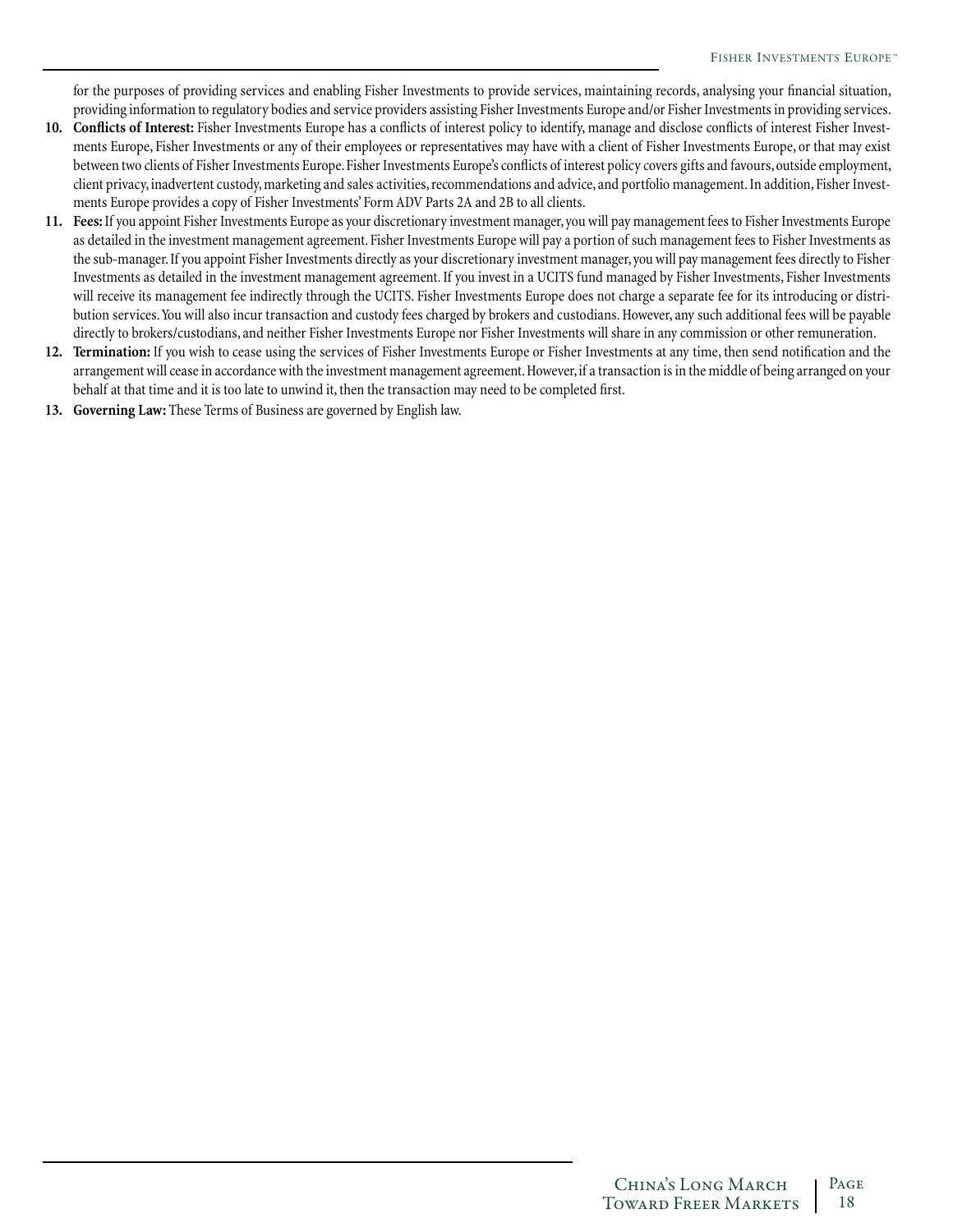for the purposes of providing services and enabling Fisher Investments to provide services, maintaining records, analysing your financial situation, providing information to regulatory bodies and service providers assisting Fisher Investments Europe and/or Fisher Investments in providing services.

10. **Conflicts of Interest:** Fisher Investments Europe has a conflicts of interest policy to identify, manage and disclose conflicts of interest Fisher Investments Europe, Fisher Investments or any of their employees or representatives may have with a client of Fisher Investments Europe, or that may exist between two clients of Fisher Investments Europe. Fisher Investments Europe's conflicts of interest policy covers gifts and favours, outside employment, client privacy, inadvertent custody, marketing and sales activities, recommendations and advice, and portfolio management. In addition, Fisher Investments Europe provides a copy of Fisher Investments' Form ADV Parts 2A and 2B to all clients.
11. **Fees:** If you appoint Fisher Investments Europe as your discretionary investment manager, you will pay management fees to Fisher Investments Europe as detailed in the investment management agreement. Fisher Investments Europe will pay a portion of such management fees to Fisher Investments as the sub-manager. If you appoint Fisher Investments directly as your discretionary investment manager, you will pay management fees directly to Fisher Investments as detailed in the investment management agreement. If you invest in a UCITS fund managed by Fisher Investments, Fisher Investments will receive its management fee indirectly through the UCITS. Fisher Investments Europe does not charge a separate fee for its introducing or distribution services. You will also incur transaction and custody fees charged by brokers and custodians. However, any such additional fees will be payable directly to brokers/custodians, and neither Fisher Investments Europe nor Fisher Investments will share in any commission or other remuneration.
12. **Termination:** If you wish to cease using the services of Fisher Investments Europe or Fisher Investments at any time, then send notification and the arrangement will cease in accordance with the investment management agreement. However, if a transaction is in the middle of being arranged on your behalf at that time and it is too late to unwind it, then the transaction may need to be completed first.
13. **Governing Law:** These Terms of Business are governed by English law.